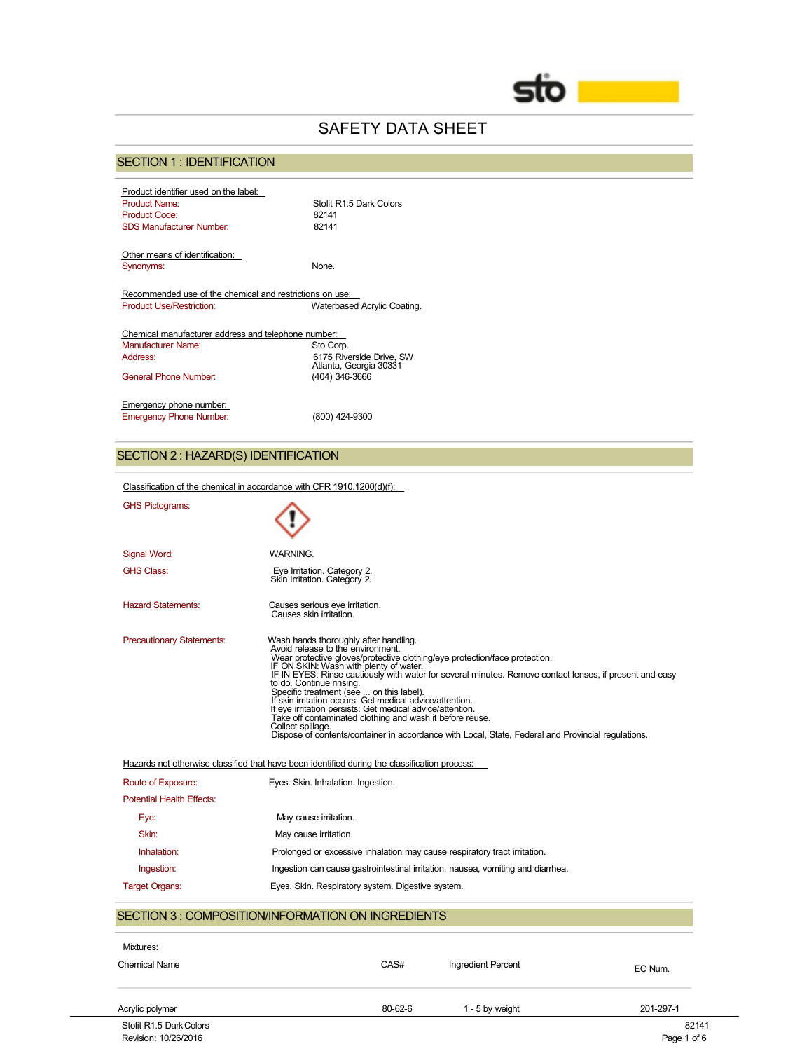# SAFETY DATA SHEET

## SECTION 1 : IDENTIFICATION

Product identifier used on the label:

Product Name: Stolit R1.5 Dark Colors
Product Code: 82141
SDS Manufacturer Number: 82141

Other means of identification:

Synonyms: None.

Recommended use of the chemical and restrictions on use:

Product Use/Restriction: Waterbased Acrylic Coating.

Chemical manufacturer address and telephone number:

Manufacturer Name: Sto Corp.
Address: 6175 Riverside Drive, SW
Atlanta, Georgia 30331
General Phone Number: (404) 346-3666

Emergency phone number:

Emergency Phone Number: (800) 424-9300

## SECTION 2 : HAZARD(S) IDENTIFICATION

Classification of the chemical in accordance with CFR 1910.1200(d)(f):

GHS Pictograms:

Signal Word: WARNING.

GHS Class: Eye Irritation. Category 2.
Skin Irritation. Category 2.

Hazard Statements: Causes serious eye irritation.
Causes skin irritation.

Precautionary Statements: Wash hands thoroughly after handling.
Avoid release to the environment.
Wear protective gloves/protective clothing/eye protection/face protection.
IF ON SKIN: Wash with plenty of water.
IF IN EYES: Rinse cautiously with water for several minutes. Remove contact lenses, if present and easy to do. Continue rinsing.
Specific treatment (see ... on this label).
If skin irritation occurs: Get medical advice/attention.
If eye irritation persists: Get medical advice/attention.
Take off contaminated clothing and wash it before reuse.
Collect spillage.
Dispose of contents/container in accordance with Local, State, Federal and Provincial regulations.

Hazards not otherwise classified that have been identified during the classification process:

Route of Exposure: Eyes. Skin. Inhalation. Ingestion.

Potential Health Effects:

- Eye: May cause irritation.
- Skin: May cause irritation.
- Inhalation: Prolonged or excessive inhalation may cause respiratory tract irritation.
- Ingestion: Ingestion can cause gastrointestinal irritation, nausea, vomiting and diarrhea.

Target Organs: Eyes. Skin. Respiratory system. Digestive system.

## SECTION 3 : COMPOSITION/INFORMATION ON INGREDIENTS

Mixtures:

| Chemical Name | CAS# | Ingredient Percent | EC Num. |
|---|---|---|---|
| Acrylic polymer | 80-62-6 | 1 - 5 by weight | 201-297-1 |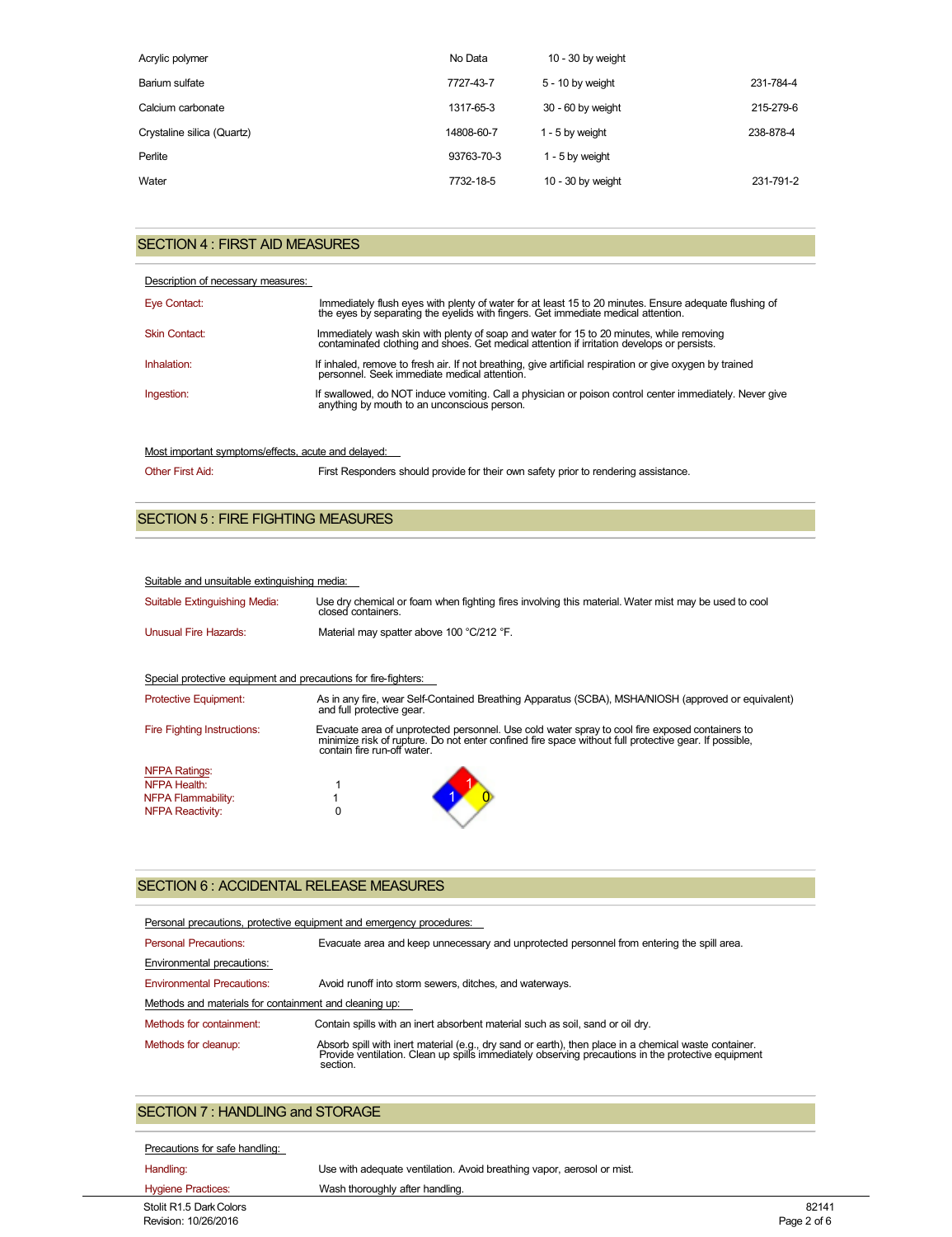| | | | |
|---|---|---|---|
| Acrylic polymer | No Data | 10 - 30 by weight | |
| Barium sulfate | 7727-43-7 | 5 - 10 by weight | 231-784-4 |
| Calcium carbonate | 1317-65-3 | 30 - 60 by weight | 215-279-6 |
| Crystaline silica (Quartz) | 14808-60-7 | 1 - 5 by weight | 238-878-4 |
| Perlite | 93763-70-3 | 1 - 5 by weight | |
| Water | 7732-18-5 | 10 - 30 by weight | 231-791-2 |

## SECTION 4 : FIRST AID MEASURES

Description of necessary measures:

**Eye Contact:** Immediately flush eyes with plenty of water for at least 15 to 20 minutes. Ensure adequate flushing of the eyes by separating the eyelids with fingers. Get immediate medical attention.

**Skin Contact:** Immediately wash skin with plenty of soap and water for 15 to 20 minutes, while removing contaminated clothing and shoes. Get medical attention if irritation develops or persists.

**Inhalation:** If inhaled, remove to fresh air. If not breathing, give artificial respiration or give oxygen by trained personnel. Seek immediate medical attention.

**Ingestion:** If swallowed, do NOT induce vomiting. Call a physician or poison control center immediately. Never give anything by mouth to an unconscious person.

Most important symptoms/effects, acute and delayed:

**Other First Aid:** First Responders should provide for their own safety prior to rendering assistance.

## SECTION 5 : FIRE FIGHTING MEASURES

Suitable and unsuitable extinguishing media:

**Suitable Extinguishing Media:** Use dry chemical or foam when fighting fires involving this material. Water mist may be used to cool closed containers.

**Unusual Fire Hazards:** Material may spatter above 100 °C/212 °F.

Special protective equipment and precautions for fire-fighters:

**Protective Equipment:** As in any fire, wear Self-Contained Breathing Apparatus (SCBA), MSHA/NIOSH (approved or equivalent) and full protective gear.

**Fire Fighting Instructions:** Evacuate area of unprotected personnel. Use cold water spray to cool fire exposed containers to minimize risk of rupture. Do not enter confined fire space without full protective gear. If possible, contain fire run-off water.

**NFPA Ratings:**

NFPA Health: 1
NFPA Flammability: 1
NFPA Reactivity: 0

## SECTION 6 : ACCIDENTAL RELEASE MEASURES

Personal precautions, protective equipment and emergency procedures:

**Personal Precautions:** Evacuate area and keep unnecessary and unprotected personnel from entering the spill area.

Environmental precautions:

**Environmental Precautions:** Avoid runoff into storm sewers, ditches, and waterways.

Methods and materials for containment and cleaning up:

**Methods for containment:** Contain spills with an inert absorbent material such as soil, sand or oil dry.

**Methods for cleanup:** Absorb spill with inert material (e.g., dry sand or earth), then place in a chemical waste container. Provide ventilation. Clean up spills immediately observing precautions in the protective equipment section.

## SECTION 7 : HANDLING and STORAGE

Precautions for safe handling:

**Handling:** Use with adequate ventilation. Avoid breathing vapor, aerosol or mist.

**Hygiene Practices:** Wash thoroughly after handling.